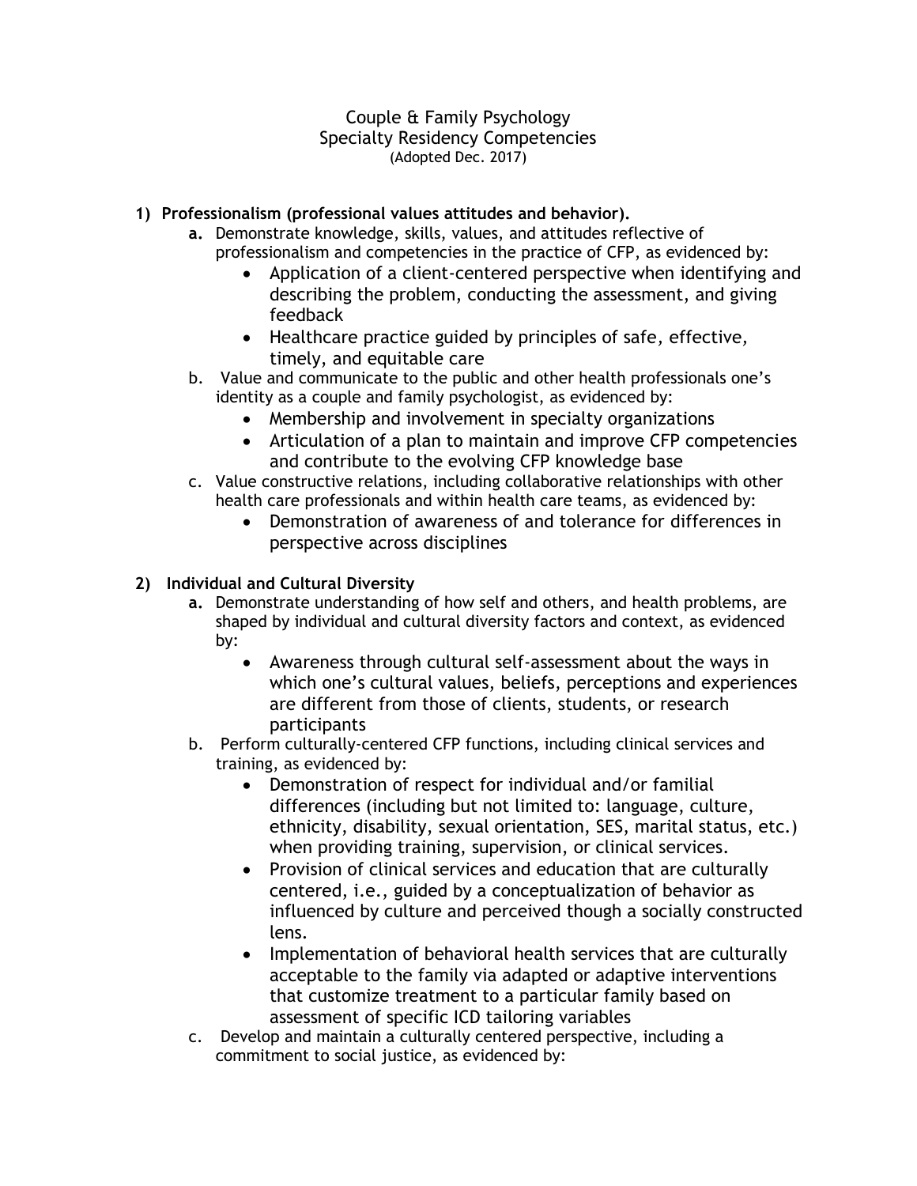# Couple & Family Psychology
## Specialty Residency Competencies
(Adopted Dec. 2017)

1) **Professionalism (professional values attitudes and behavior).**
   a. Demonstrate knowledge, skills, values, and attitudes reflective of professionalism and competencies in the practice of CFP, as evidenced by:
      - Application of a client-centered perspective when identifying and describing the problem, conducting the assessment, and giving feedback
      - Healthcare practice guided by principles of safe, effective, timely, and equitable care

   b. Value and communicate to the public and other health professionals one's identity as a couple and family psychologist, as evidenced by:
      - Membership and involvement in specialty organizations
      - Articulation of a plan to maintain and improve CFP competencies and contribute to the evolving CFP knowledge base

   c. Value constructive relations, including collaborative relationships with other health care professionals and within health care teams, as evidenced by:
      - Demonstration of awareness of and tolerance for differences in perspective across disciplines

2) **Individual and Cultural Diversity**
   a. Demonstrate understanding of how self and others, and health problems, are shaped by individual and cultural diversity factors and context, as evidenced by:
      - Awareness through cultural self-assessment about the ways in which one's cultural values, beliefs, perceptions and experiences are different from those of clients, students, or research participants

   b. Perform culturally-centered CFP functions, including clinical services and training, as evidenced by:
      - Demonstration of respect for individual and/or familial differences (including but not limited to: language, culture, ethnicity, disability, sexual orientation, SES, marital status, etc.) when providing training, supervision, or clinical services.
      - Provision of clinical services and education that are culturally centered, i.e., guided by a conceptualization of behavior as influenced by culture and perceived though a socially constructed lens.
      - Implementation of behavioral health services that are culturally acceptable to the family via adapted or adaptive interventions that customize treatment to a particular family based on assessment of specific ICD tailoring variables

   c. Develop and maintain a culturally centered perspective, including a commitment to social justice, as evidenced by: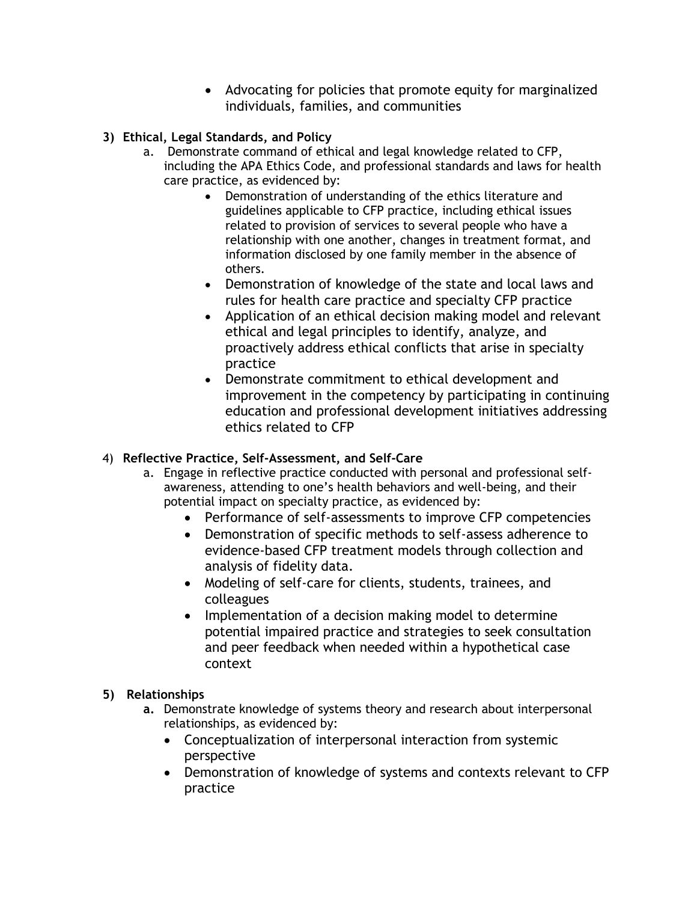- Advocating for policies that promote equity for marginalized individuals, families, and communities

**3) Ethical, Legal Standards, and Policy**

a. Demonstrate command of ethical and legal knowledge related to CFP, including the APA Ethics Code, and professional standards and laws for health care practice, as evidenced by:
   - Demonstration of understanding of the ethics literature and guidelines applicable to CFP practice, including ethical issues related to provision of services to several people who have a relationship with one another, changes in treatment format, and information disclosed by one family member in the absence of others.
   - Demonstration of knowledge of the state and local laws and rules for health care practice and specialty CFP practice
   - Application of an ethical decision making model and relevant ethical and legal principles to identify, analyze, and proactively address ethical conflicts that arise in specialty practice
   - Demonstrate commitment to ethical development and improvement in the competency by participating in continuing education and professional development initiatives addressing ethics related to CFP

4) **Reflective Practice, Self-Assessment, and Self-Care**

a. Engage in reflective practice conducted with personal and professional self-awareness, attending to one's health behaviors and well-being, and their potential impact on specialty practice, as evidenced by:
   - Performance of self-assessments to improve CFP competencies
   - Demonstration of specific methods to self-assess adherence to evidence-based CFP treatment models through collection and analysis of fidelity data.
   - Modeling of self-care for clients, students, trainees, and colleagues
   - Implementation of a decision making model to determine potential impaired practice and strategies to seek consultation and peer feedback when needed within a hypothetical case context

**5) Relationships**

**a.** Demonstrate knowledge of systems theory and research about interpersonal relationships, as evidenced by:
   - Conceptualization of interpersonal interaction from systemic perspective
   - Demonstration of knowledge of systems and contexts relevant to CFP practice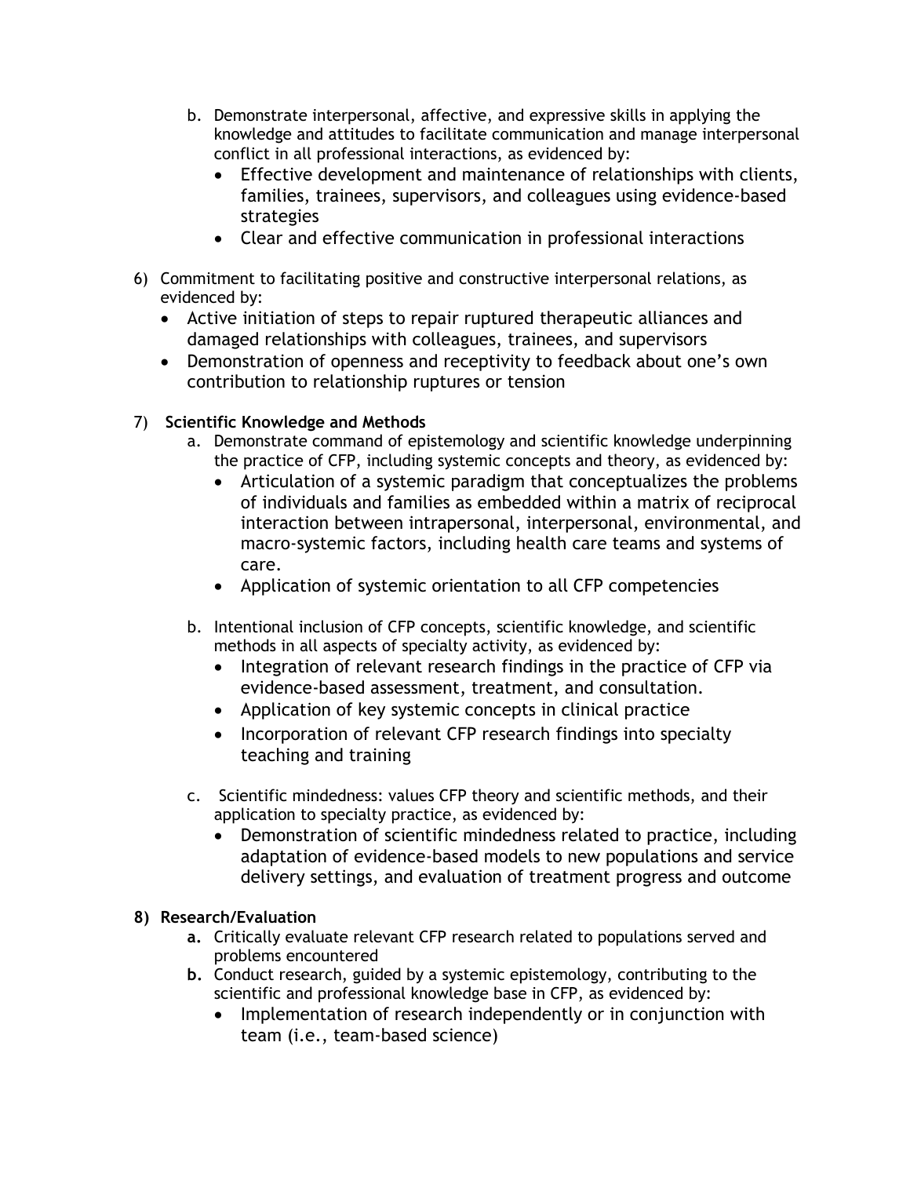b. Demonstrate interpersonal, affective, and expressive skills in applying the knowledge and attitudes to facilitate communication and manage interpersonal conflict in all professional interactions, as evidenced by:
    - Effective development and maintenance of relationships with clients, families, trainees, supervisors, and colleagues using evidence-based strategies
    - Clear and effective communication in professional interactions

6) Commitment to facilitating positive and constructive interpersonal relations, as evidenced by:
    - Active initiation of steps to repair ruptured therapeutic alliances and damaged relationships with colleagues, trainees, and supervisors
    - Demonstration of openness and receptivity to feedback about one's own contribution to relationship ruptures or tension

7) **Scientific Knowledge and Methods**
    a. Demonstrate command of epistemology and scientific knowledge underpinning the practice of CFP, including systemic concepts and theory, as evidenced by:
        - Articulation of a systemic paradigm that conceptualizes the problems of individuals and families as embedded within a matrix of reciprocal interaction between intrapersonal, interpersonal, environmental, and macro-systemic factors, including health care teams and systems of care.
        - Application of systemic orientation to all CFP competencies

    b. Intentional inclusion of CFP concepts, scientific knowledge, and scientific methods in all aspects of specialty activity, as evidenced by:
        - Integration of relevant research findings in the practice of CFP via evidence-based assessment, treatment, and consultation.
        - Application of key systemic concepts in clinical practice
        - Incorporation of relevant CFP research findings into specialty teaching and training

    c. Scientific mindedness: values CFP theory and scientific methods, and their application to specialty practice, as evidenced by:
        - Demonstration of scientific mindedness related to practice, including adaptation of evidence-based models to new populations and service delivery settings, and evaluation of treatment progress and outcome

8) **Research/Evaluation**
    **a.** Critically evaluate relevant CFP research related to populations served and problems encountered
    **b.** Conduct research, guided by a systemic epistemology, contributing to the scientific and professional knowledge base in CFP, as evidenced by:
        - Implementation of research independently or in conjunction with team (i.e., team-based science)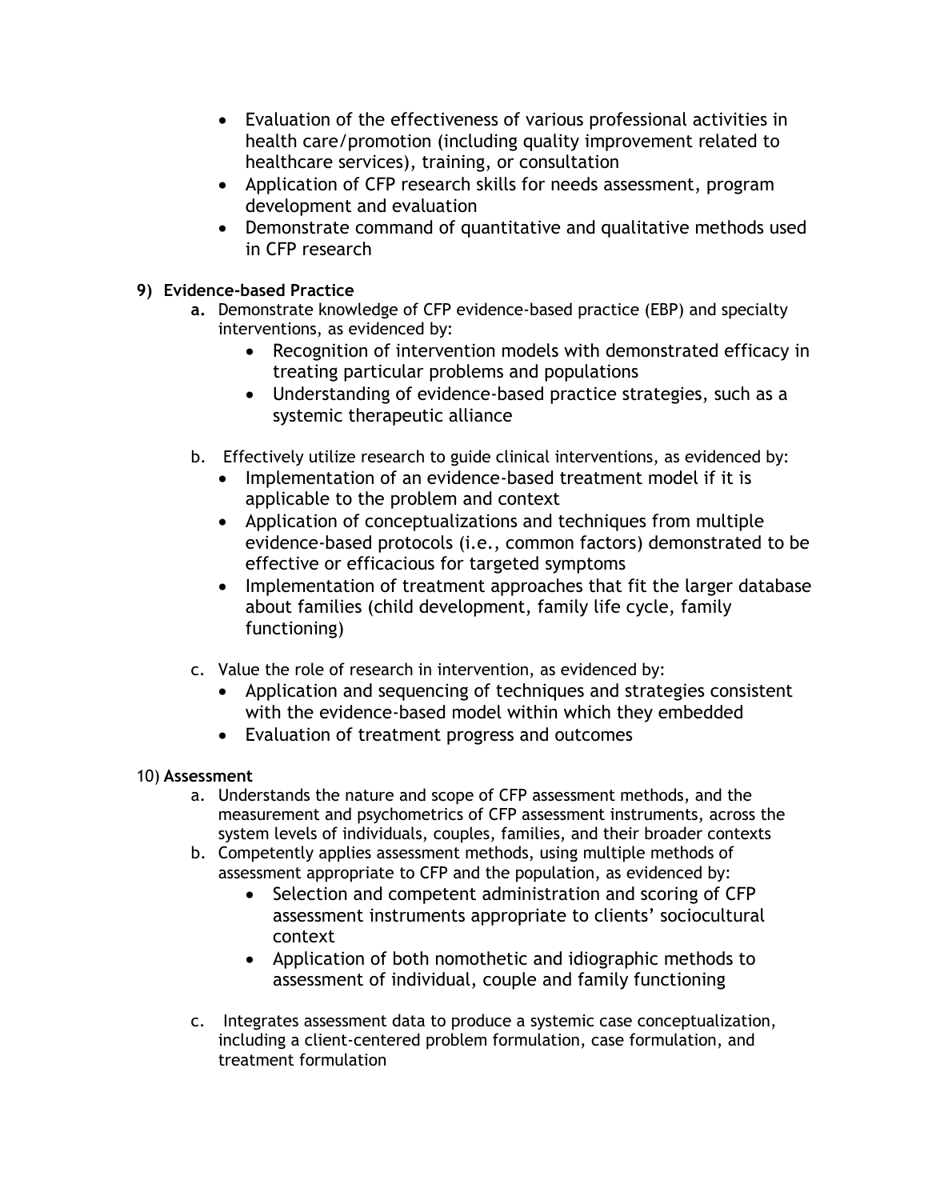- Evaluation of the effectiveness of various professional activities in health care/promotion (including quality improvement related to healthcare services), training, or consultation
- Application of CFP research skills for needs assessment, program development and evaluation
- Demonstrate command of quantitative and qualitative methods used in CFP research

**9) Evidence-based Practice**

**a.** Demonstrate knowledge of CFP evidence-based practice (EBP) and specialty interventions, as evidenced by:

- Recognition of intervention models with demonstrated efficacy in treating particular problems and populations
- Understanding of evidence-based practice strategies, such as a systemic therapeutic alliance

b. Effectively utilize research to guide clinical interventions, as evidenced by:

- Implementation of an evidence-based treatment model if it is applicable to the problem and context
- Application of conceptualizations and techniques from multiple evidence-based protocols (i.e., common factors) demonstrated to be effective or efficacious for targeted symptoms
- Implementation of treatment approaches that fit the larger database about families (child development, family life cycle, family functioning)

c. Value the role of research in intervention, as evidenced by:

- Application and sequencing of techniques and strategies consistent with the evidence-based model within which they embedded
- Evaluation of treatment progress and outcomes

10) **Assessment**

a. Understands the nature and scope of CFP assessment methods, and the measurement and psychometrics of CFP assessment instruments, across the system levels of individuals, couples, families, and their broader contexts

b. Competently applies assessment methods, using multiple methods of assessment appropriate to CFP and the population, as evidenced by:

- Selection and competent administration and scoring of CFP assessment instruments appropriate to clients' sociocultural context
- Application of both nomothetic and idiographic methods to assessment of individual, couple and family functioning

c. Integrates assessment data to produce a systemic case conceptualization, including a client-centered problem formulation, case formulation, and treatment formulation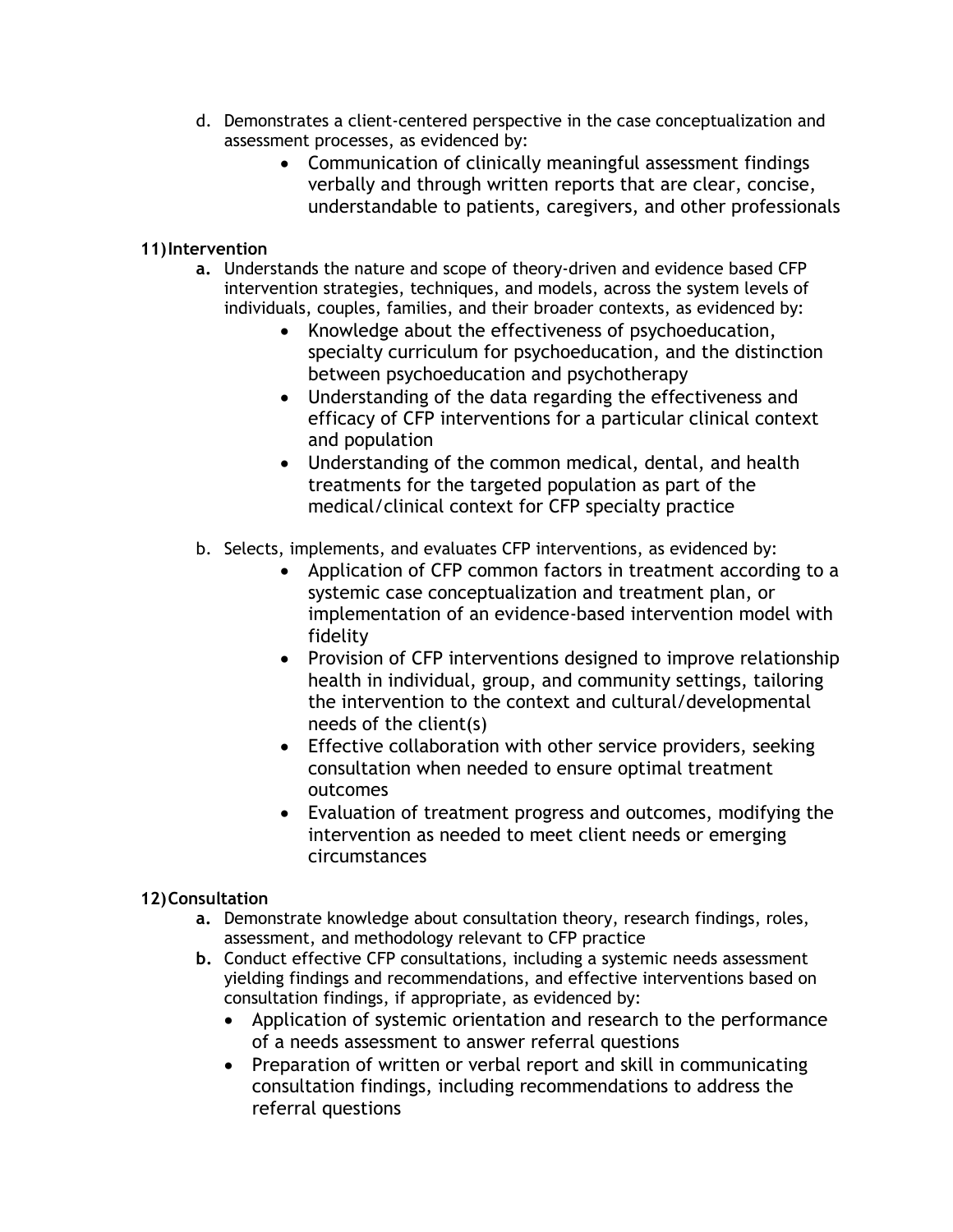d. Demonstrates a client-centered perspective in the case conceptualization and assessment processes, as evidenced by:
    - Communication of clinically meaningful assessment findings verbally and through written reports that are clear, concise, understandable to patients, caregivers, and other professionals

**11) Intervention**

**a.** Understands the nature and scope of theory-driven and evidence based CFP intervention strategies, techniques, and models, across the system levels of individuals, couples, families, and their broader contexts, as evidenced by:
- Knowledge about the effectiveness of psychoeducation, specialty curriculum for psychoeducation, and the distinction between psychoeducation and psychotherapy
- Understanding of the data regarding the effectiveness and efficacy of CFP interventions for a particular clinical context and population
- Understanding of the common medical, dental, and health treatments for the targeted population as part of the medical/clinical context for CFP specialty practice

b. Selects, implements, and evaluates CFP interventions, as evidenced by:
- Application of CFP common factors in treatment according to a systemic case conceptualization and treatment plan, or implementation of an evidence-based intervention model with fidelity
- Provision of CFP interventions designed to improve relationship health in individual, group, and community settings, tailoring the intervention to the context and cultural/developmental needs of the client(s)
- Effective collaboration with other service providers, seeking consultation when needed to ensure optimal treatment outcomes
- Evaluation of treatment progress and outcomes, modifying the intervention as needed to meet client needs or emerging circumstances

**12) Consultation**

**a.** Demonstrate knowledge about consultation theory, research findings, roles, assessment, and methodology relevant to CFP practice

**b.** Conduct effective CFP consultations, including a systemic needs assessment yielding findings and recommendations, and effective interventions based on consultation findings, if appropriate, as evidenced by:
- Application of systemic orientation and research to the performance of a needs assessment to answer referral questions
- Preparation of written or verbal report and skill in communicating consultation findings, including recommendations to address the referral questions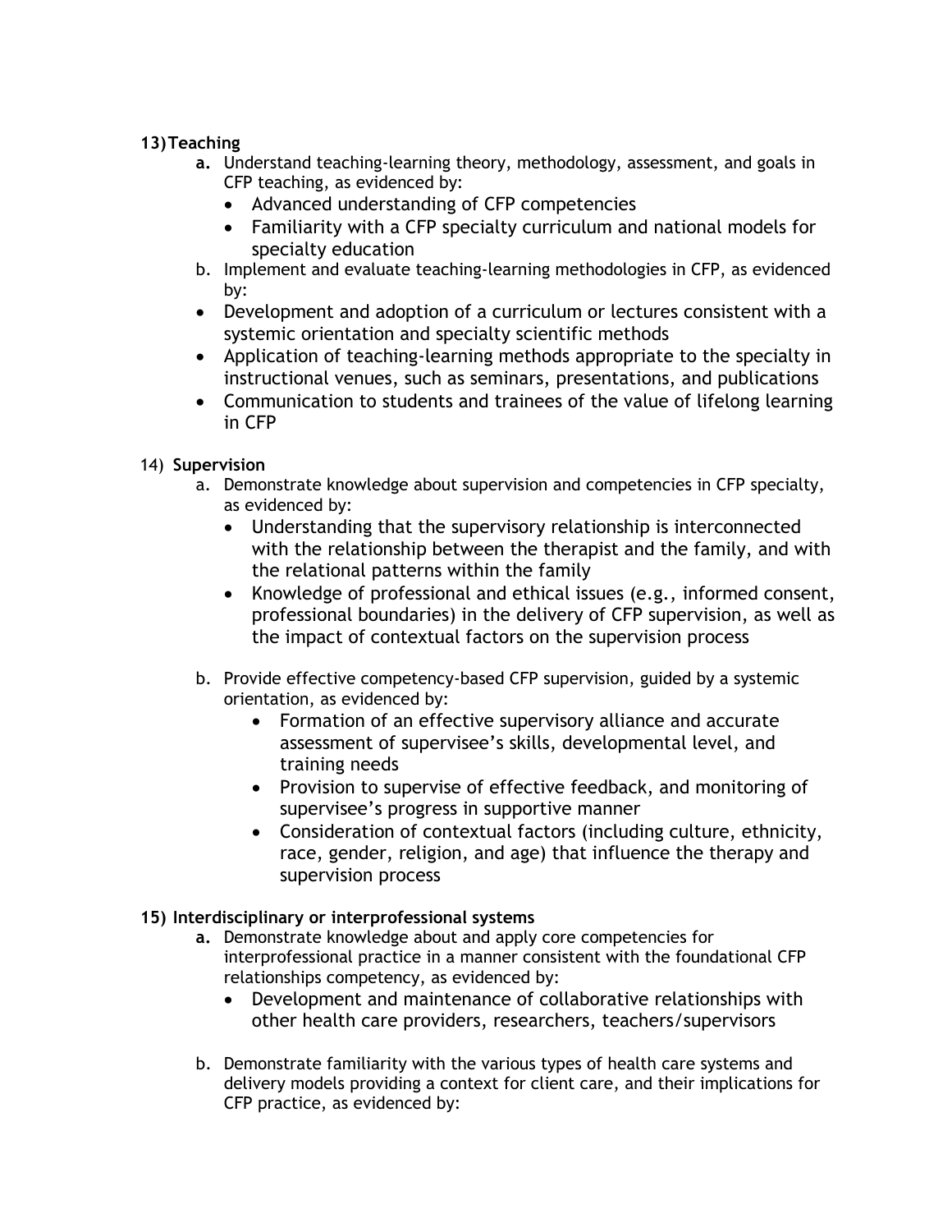**13) Teaching**

a. Understand teaching-learning theory, methodology, assessment, and goals in CFP teaching, as evidenced by:
   - Advanced understanding of CFP competencies
   - Familiarity with a CFP specialty curriculum and national models for specialty education

b. Implement and evaluate teaching-learning methodologies in CFP, as evidenced by:
   - Development and adoption of a curriculum or lectures consistent with a systemic orientation and specialty scientific methods
   - Application of teaching-learning methods appropriate to the specialty in instructional venues, such as seminars, presentations, and publications
   - Communication to students and trainees of the value of lifelong learning in CFP

14) **Supervision**

a. Demonstrate knowledge about supervision and competencies in CFP specialty, as evidenced by:
   - Understanding that the supervisory relationship is interconnected with the relationship between the therapist and the family, and with the relational patterns within the family
   - Knowledge of professional and ethical issues (e.g., informed consent, professional boundaries) in the delivery of CFP supervision, as well as the impact of contextual factors on the supervision process

b. Provide effective competency-based CFP supervision, guided by a systemic orientation, as evidenced by:
   - Formation of an effective supervisory alliance and accurate assessment of supervisee's skills, developmental level, and training needs
   - Provision to supervise of effective feedback, and monitoring of supervisee's progress in supportive manner
   - Consideration of contextual factors (including culture, ethnicity, race, gender, religion, and age) that influence the therapy and supervision process

**15) Interdisciplinary or interprofessional systems**

a. Demonstrate knowledge about and apply core competencies for interprofessional practice in a manner consistent with the foundational CFP relationships competency, as evidenced by:
   - Development and maintenance of collaborative relationships with other health care providers, researchers, teachers/supervisors

b. Demonstrate familiarity with the various types of health care systems and delivery models providing a context for client care, and their implications for CFP practice, as evidenced by: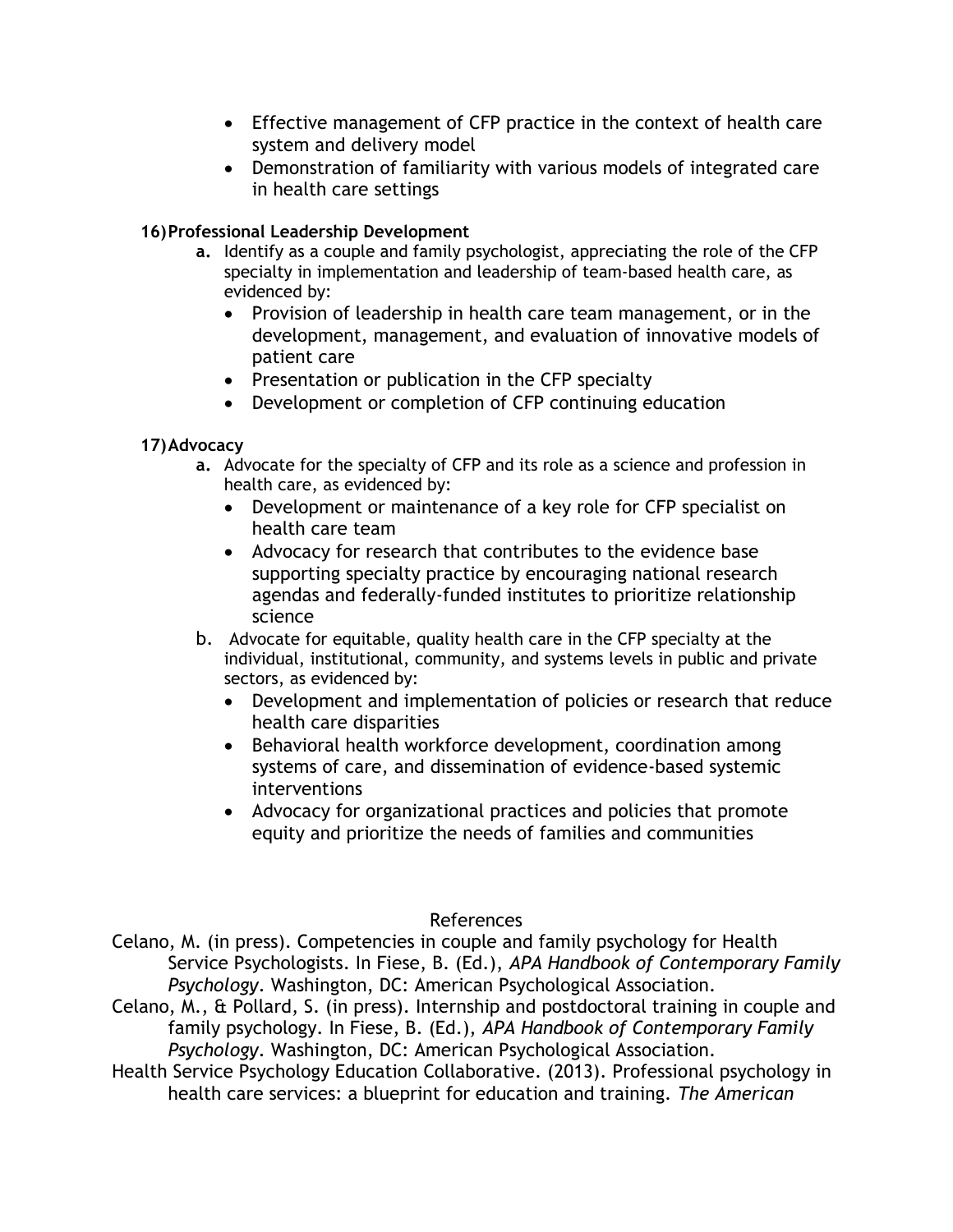- Effective management of CFP practice in the context of health care system and delivery model
- Demonstration of familiarity with various models of integrated care in health care settings

**16) Professional Leadership Development**

a. Identify as a couple and family psychologist, appreciating the role of the CFP specialty in implementation and leadership of team-based health care, as evidenced by:
   - Provision of leadership in health care team management, or in the development, management, and evaluation of innovative models of patient care
   - Presentation or publication in the CFP specialty
   - Development or completion of CFP continuing education

**17) Advocacy**

a. Advocate for the specialty of CFP and its role as a science and profession in health care, as evidenced by:
   - Development or maintenance of a key role for CFP specialist on health care team
   - Advocacy for research that contributes to the evidence base supporting specialty practice by encouraging national research agendas and federally-funded institutes to prioritize relationship science

b. Advocate for equitable, quality health care in the CFP specialty at the individual, institutional, community, and systems levels in public and private sectors, as evidenced by:
   - Development and implementation of policies or research that reduce health care disparities
   - Behavioral health workforce development, coordination among systems of care, and dissemination of evidence-based systemic interventions
   - Advocacy for organizational practices and policies that promote equity and prioritize the needs of families and communities

## References

Celano, M. (in press). Competencies in couple and family psychology for Health Service Psychologists. In Fiese, B. (Ed.), *APA Handbook of Contemporary Family Psychology*. Washington, DC: American Psychological Association.

Celano, M., & Pollard, S. (in press). Internship and postdoctoral training in couple and family psychology. In Fiese, B. (Ed.), *APA Handbook of Contemporary Family Psychology*. Washington, DC: American Psychological Association.

Health Service Psychology Education Collaborative. (2013). Professional psychology in health care services: a blueprint for education and training. *The American*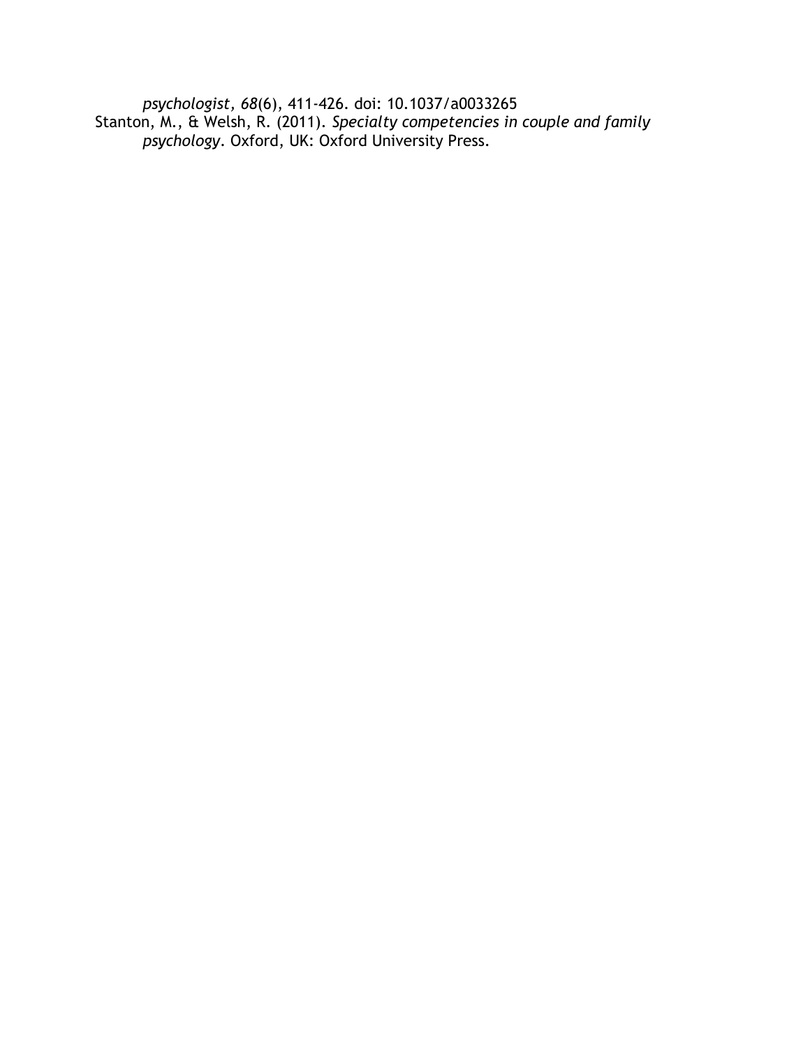*psychologist*, *68*(6), 411-426. doi: 10.1037/a0033265

Stanton, M., & Welsh, R. (2011). *Specialty competencies in couple and family psychology*. Oxford, UK: Oxford University Press.